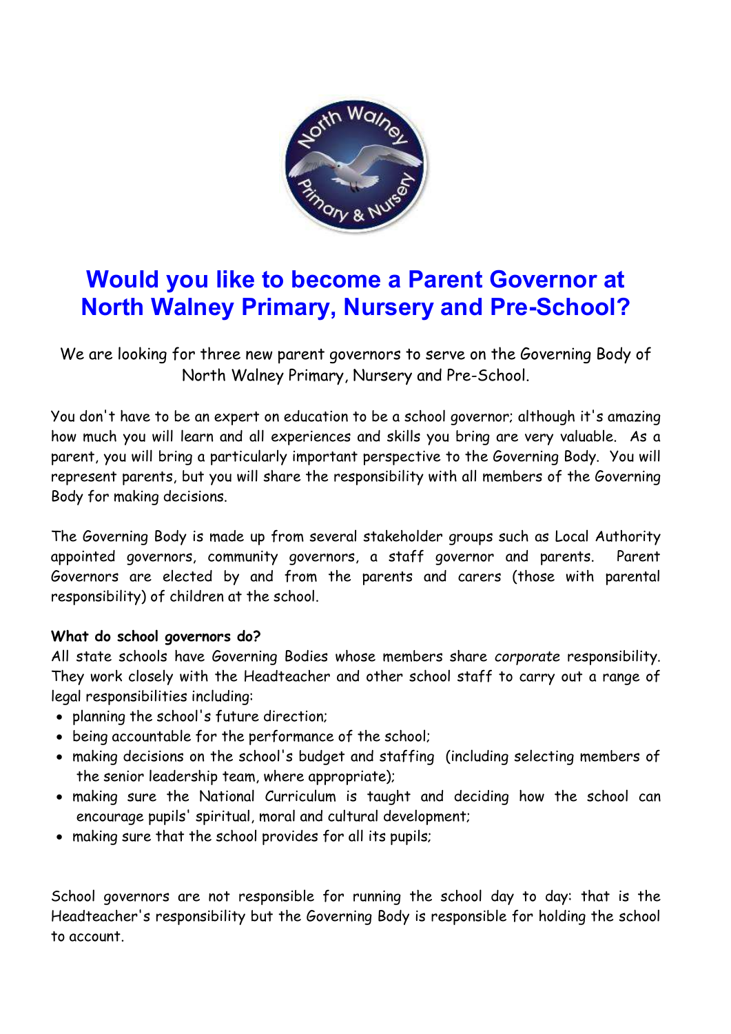# Would you like to become a Parent Governor at North Walney Primary, Nursery and Pre-School?

We are looking for three new parent governors to serve on the Governing Body of North Walney Primary, Nursery and Pre-School.

You don't have to be an expert on education to be a school governor; although it's amazing how much you will learn and all experiences and skills you bring are very valuable. As a parent, you will bring a particularly important perspective to the Governing Body. You will represent parents, but you will share the responsibility with all members of the Governing Body for making decisions.

The Governing Body is made up from several stakeholder groups such as Local Authority appointed governors, community governors, a staff governor and parents. Parent Governors are elected by and from the parents and carers (those with parental responsibility) of children at the school.

**What do school governors do?**

All state schools have Governing Bodies whose members share *corporate* responsibility. They work closely with the Headteacher and other school staff to carry out a range of legal responsibilities including:

- planning the school's future direction;
- being accountable for the performance of the school;
- making decisions on the school's budget and staffing (including selecting members of the senior leadership team, where appropriate);
- making sure the National Curriculum is taught and deciding how the school can encourage pupils' spiritual, moral and cultural development;
- making sure that the school provides for all its pupils;

School governors are not responsible for running the school day to day: that is the Headteacher's responsibility but the Governing Body is responsible for holding the school to account.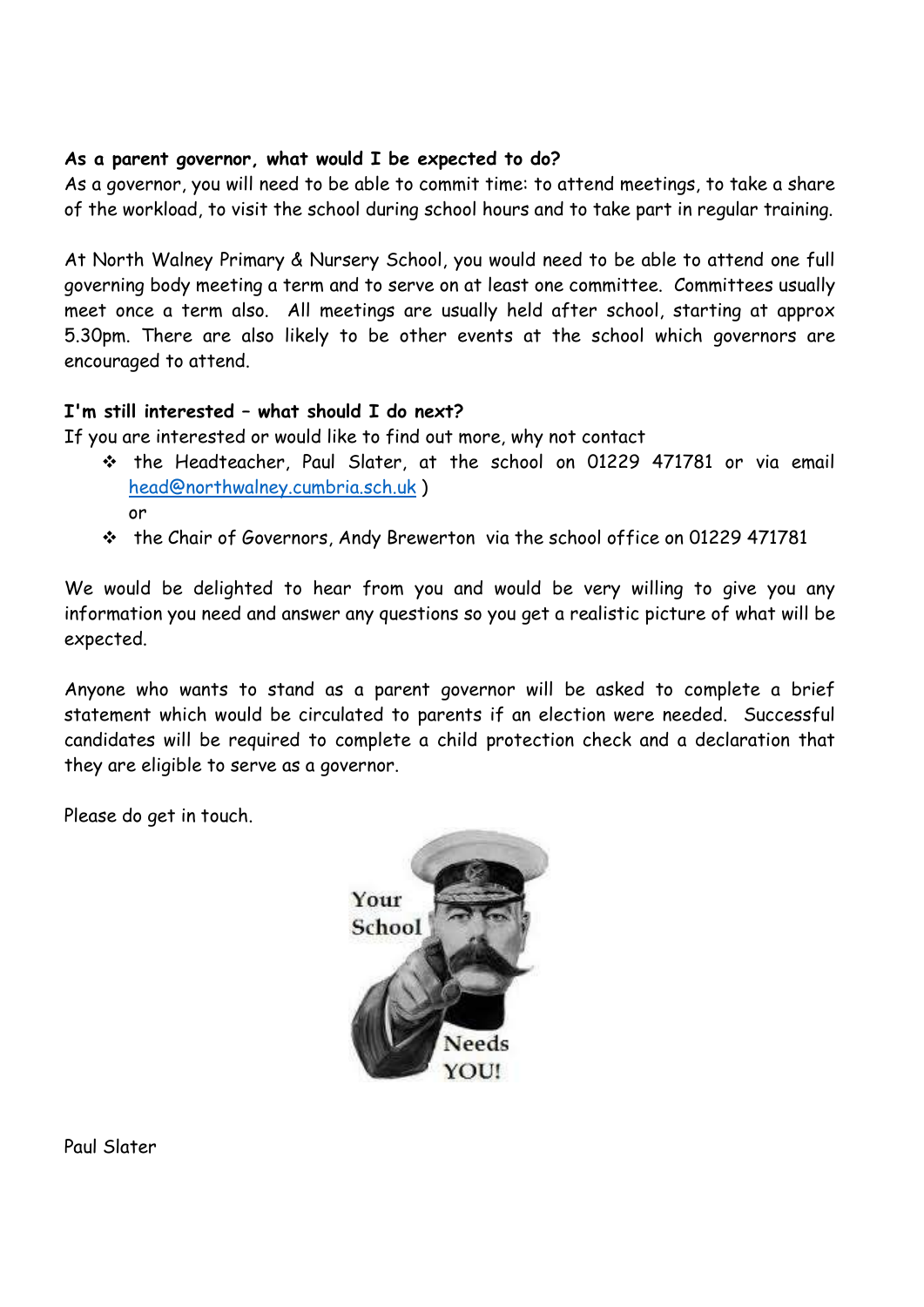**As a parent governor, what would I be expected to do?**

As a governor, you will need to be able to commit time: to attend meetings, to take a share of the workload, to visit the school during school hours and to take part in regular training.

At North Walney Primary & Nursery School, you would need to be able to attend one full governing body meeting a term and to serve on at least one committee. Committees usually meet once a term also. All meetings are usually held after school, starting at approx 5.30pm. There are also likely to be other events at the school which governors are encouraged to attend.

**I'm still interested – what should I do next?**

If you are interested or would like to find out more, why not contact

- the Headteacher, Paul Slater, at the school on 01229 471781 or via email head@northwalney.cumbria.sch.uk )

  or
- the Chair of Governors, Andy Brewerton via the school office on 01229 471781

We would be delighted to hear from you and would be very willing to give you any information you need and answer any questions so you get a realistic picture of what will be expected.

Anyone who wants to stand as a parent governor will be asked to complete a brief statement which would be circulated to parents if an election were needed. Successful candidates will be required to complete a child protection check and a declaration that they are eligible to serve as a governor.

Please do get in touch.

Your School Needs YOU!

Paul Slater